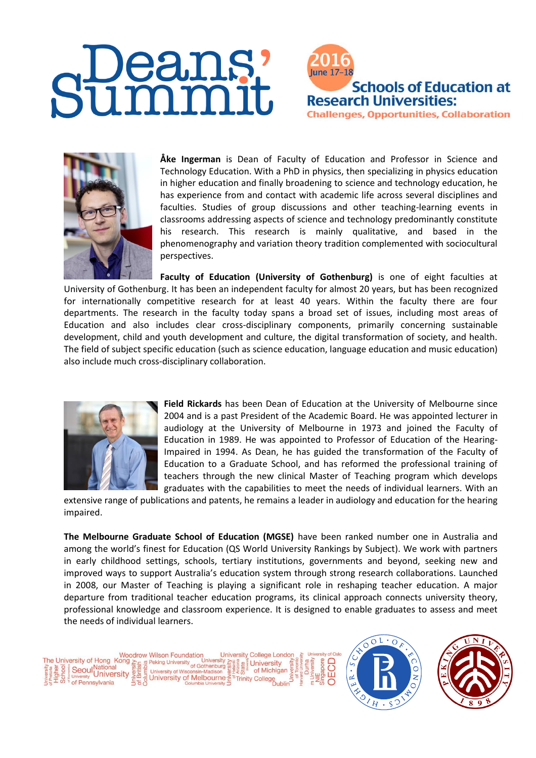# Deans' Summit

**2016 June 17–18**

## Schools of Education at Research Universities:

### Challenges, Opportunities, Collaboration

**Åke Ingerman** is Dean of Faculty of Education and Professor in Science and Technology Education. With a PhD in physics, then specializing in physics education in higher education and finally broadening to science and technology education, he has experience from and contact with academic life across several disciplines and faculties. Studies of group discussions and other teaching-learning events in classrooms addressing aspects of science and technology predominantly constitute his research. This research is mainly qualitative, and based in the phenomenography and variation theory tradition complemented with sociocultural perspectives.

**Faculty of Education (University of Gothenburg)** is one of eight faculties at University of Gothenburg. It has been an independent faculty for almost 20 years, but has been recognized for internationally competitive research for at least 40 years. Within the faculty there are four departments. The research in the faculty today spans a broad set of issues, including most areas of Education and also includes clear cross-disciplinary components, primarily concerning sustainable development, child and youth development and culture, the digital transformation of society, and health. The field of subject specific education (such as science education, language education and music education) also include much cross-disciplinary collaboration.

**Field Rickards** has been Dean of Education at the University of Melbourne since 2004 and is a past President of the Academic Board. He was appointed lecturer in audiology at the University of Melbourne in 1973 and joined the Faculty of Education in 1989. He was appointed to Professor of Education of the Hearing-Impaired in 1994. As Dean, he has guided the transformation of the Faculty of Education to a Graduate School, and has reformed the professional training of teachers through the new clinical Master of Teaching program which develops graduates with the capabilities to meet the needs of individual learners. With an extensive range of publications and patents, he remains a leader in audiology and education for the hearing impaired.

**The Melbourne Graduate School of Education (MGSE)** have been ranked number one in Australia and among the world's finest for Education (QS World University Rankings by Subject). We work with partners in early childhood settings, schools, tertiary institutions, governments and beyond, seeking new and improved ways to support Australia's education system through strong research collaborations. Launched in 2008, our Master of Teaching is playing a significant role in reshaping teacher education. A major departure from traditional teacher education programs, its clinical approach connects university theory, professional knowledge and classroom experience. It is designed to enable graduates to assess and meet the needs of individual learners.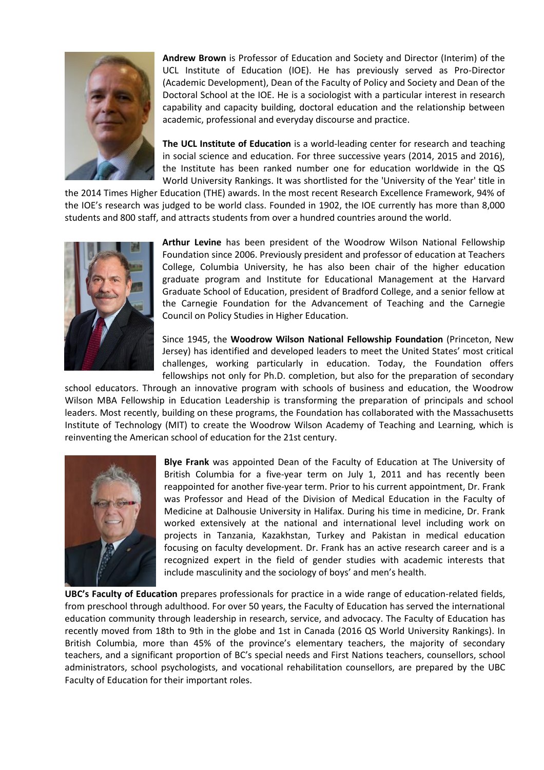**Andrew Brown** is Professor of Education and Society and Director (Interim) of the UCL Institute of Education (IOE). He has previously served as Pro-Director (Academic Development), Dean of the Faculty of Policy and Society and Dean of the Doctoral School at the IOE. He is a sociologist with a particular interest in research capability and capacity building, doctoral education and the relationship between academic, professional and everyday discourse and practice.

**The UCL Institute of Education** is a world-leading center for research and teaching in social science and education. For three successive years (2014, 2015 and 2016), the Institute has been ranked number one for education worldwide in the QS World University Rankings. It was shortlisted for the 'University of the Year' title in the 2014 Times Higher Education (THE) awards. In the most recent Research Excellence Framework, 94% of the IOE's research was judged to be world class. Founded in 1902, the IOE currently has more than 8,000 students and 800 staff, and attracts students from over a hundred countries around the world.

**Arthur Levine** has been president of the Woodrow Wilson National Fellowship Foundation since 2006. Previously president and professor of education at Teachers College, Columbia University, he has also been chair of the higher education graduate program and Institute for Educational Management at the Harvard Graduate School of Education, president of Bradford College, and a senior fellow at the Carnegie Foundation for the Advancement of Teaching and the Carnegie Council on Policy Studies in Higher Education.

Since 1945, the **Woodrow Wilson National Fellowship Foundation** (Princeton, New Jersey) has identified and developed leaders to meet the United States' most critical challenges, working particularly in education. Today, the Foundation offers fellowships not only for Ph.D. completion, but also for the preparation of secondary school educators. Through an innovative program with schools of business and education, the Woodrow Wilson MBA Fellowship in Education Leadership is transforming the preparation of principals and school leaders. Most recently, building on these programs, the Foundation has collaborated with the Massachusetts Institute of Technology (MIT) to create the Woodrow Wilson Academy of Teaching and Learning, which is reinventing the American school of education for the 21st century.

**Blye Frank** was appointed Dean of the Faculty of Education at The University of British Columbia for a five-year term on July 1, 2011 and has recently been reappointed for another five-year term. Prior to his current appointment, Dr. Frank was Professor and Head of the Division of Medical Education in the Faculty of Medicine at Dalhousie University in Halifax. During his time in medicine, Dr. Frank worked extensively at the national and international level including work on projects in Tanzania, Kazakhstan, Turkey and Pakistan in medical education focusing on faculty development. Dr. Frank has an active research career and is a recognized expert in the field of gender studies with academic interests that include masculinity and the sociology of boys' and men's health.

**UBC's Faculty of Education** prepares professionals for practice in a wide range of education-related fields, from preschool through adulthood. For over 50 years, the Faculty of Education has served the international education community through leadership in research, service, and advocacy. The Faculty of Education has recently moved from 18th to 9th in the globe and 1st in Canada (2016 QS World University Rankings). In British Columbia, more than 45% of the province's elementary teachers, the majority of secondary teachers, and a significant proportion of BC's special needs and First Nations teachers, counsellors, school administrators, school psychologists, and vocational rehabilitation counsellors, are prepared by the UBC Faculty of Education for their important roles.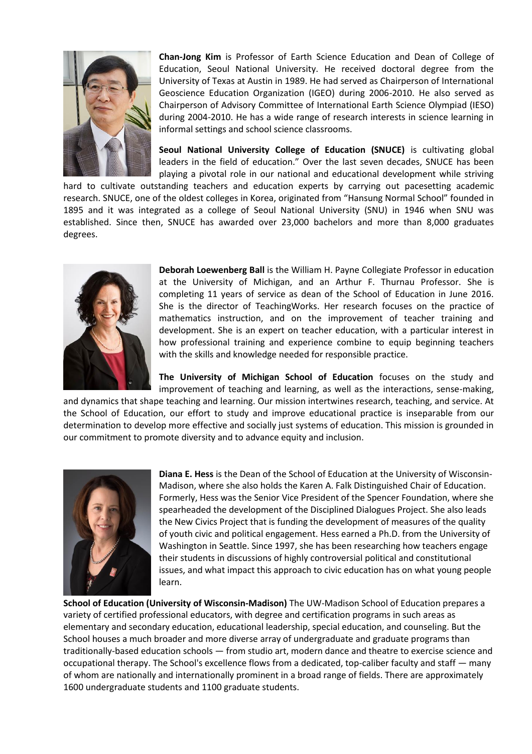**Chan-Jong Kim** is Professor of Earth Science Education and Dean of College of Education, Seoul National University. He received doctoral degree from the University of Texas at Austin in 1989. He had served as Chairperson of International Geoscience Education Organization (IGEO) during 2006-2010. He also served as Chairperson of Advisory Committee of International Earth Science Olympiad (IESO) during 2004-2010. He has a wide range of research interests in science learning in informal settings and school science classrooms.

**Seoul National University College of Education (SNUCE)** is cultivating global leaders in the field of education." Over the last seven decades, SNUCE has been playing a pivotal role in our national and educational development while striving hard to cultivate outstanding teachers and education experts by carrying out pacesetting academic research. SNUCE, one of the oldest colleges in Korea, originated from "Hansung Normal School" founded in 1895 and it was integrated as a college of Seoul National University (SNU) in 1946 when SNU was established. Since then, SNUCE has awarded over 23,000 bachelors and more than 8,000 graduates degrees.

**Deborah Loewenberg Ball** is the William H. Payne Collegiate Professor in education at the University of Michigan, and an Arthur F. Thurnau Professor. She is completing 11 years of service as dean of the School of Education in June 2016. She is the director of TeachingWorks. Her research focuses on the practice of mathematics instruction, and on the improvement of teacher training and development. She is an expert on teacher education, with a particular interest in how professional training and experience combine to equip beginning teachers with the skills and knowledge needed for responsible practice.

**The University of Michigan School of Education** focuses on the study and improvement of teaching and learning, as well as the interactions, sense-making, and dynamics that shape teaching and learning. Our mission intertwines research, teaching, and service. At the School of Education, our effort to study and improve educational practice is inseparable from our determination to develop more effective and socially just systems of education. This mission is grounded in our commitment to promote diversity and to advance equity and inclusion.

**Diana E. Hess** is the Dean of the School of Education at the University of Wisconsin-Madison, where she also holds the Karen A. Falk Distinguished Chair of Education. Formerly, Hess was the Senior Vice President of the Spencer Foundation, where she spearheaded the development of the Disciplined Dialogues Project. She also leads the New Civics Project that is funding the development of measures of the quality of youth civic and political engagement. Hess earned a Ph.D. from the University of Washington in Seattle. Since 1997, she has been researching how teachers engage their students in discussions of highly controversial political and constitutional issues, and what impact this approach to civic education has on what young people learn.

**School of Education (University of Wisconsin-Madison)** The UW-Madison School of Education prepares a variety of certified professional educators, with degree and certification programs in such areas as elementary and secondary education, educational leadership, special education, and counseling. But the School houses a much broader and more diverse array of undergraduate and graduate programs than traditionally-based education schools — from studio art, modern dance and theatre to exercise science and occupational therapy. The School's excellence flows from a dedicated, top-caliber faculty and staff — many of whom are nationally and internationally prominent in a broad range of fields. There are approximately 1600 undergraduate students and 1100 graduate students.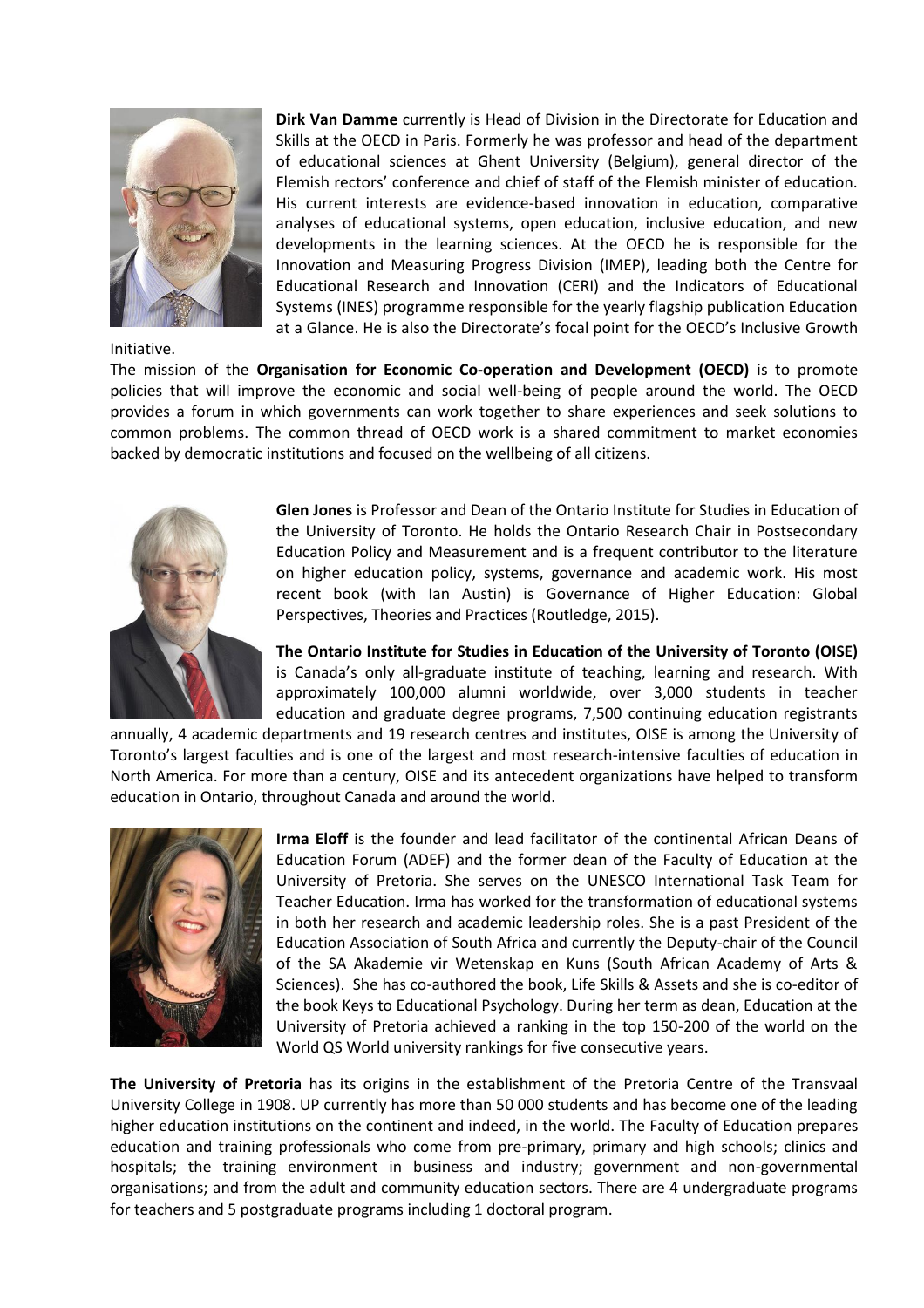**Dirk Van Damme** currently is Head of Division in the Directorate for Education and Skills at the OECD in Paris. Formerly he was professor and head of the department of educational sciences at Ghent University (Belgium), general director of the Flemish rectors' conference and chief of staff of the Flemish minister of education. His current interests are evidence-based innovation in education, comparative analyses of educational systems, open education, inclusive education, and new developments in the learning sciences. At the OECD he is responsible for the Innovation and Measuring Progress Division (IMEP), leading both the Centre for Educational Research and Innovation (CERI) and the Indicators of Educational Systems (INES) programme responsible for the yearly flagship publication Education at a Glance. He is also the Directorate's focal point for the OECD's Inclusive Growth Initiative.

The mission of the **Organisation for Economic Co-operation and Development (OECD)** is to promote policies that will improve the economic and social well-being of people around the world. The OECD provides a forum in which governments can work together to share experiences and seek solutions to common problems. The common thread of OECD work is a shared commitment to market economies backed by democratic institutions and focused on the wellbeing of all citizens.

**Glen Jones** is Professor and Dean of the Ontario Institute for Studies in Education of the University of Toronto. He holds the Ontario Research Chair in Postsecondary Education Policy and Measurement and is a frequent contributor to the literature on higher education policy, systems, governance and academic work. His most recent book (with Ian Austin) is Governance of Higher Education: Global Perspectives, Theories and Practices (Routledge, 2015).

**The Ontario Institute for Studies in Education of the University of Toronto (OISE)** is Canada's only all-graduate institute of teaching, learning and research. With approximately 100,000 alumni worldwide, over 3,000 students in teacher education and graduate degree programs, 7,500 continuing education registrants annually, 4 academic departments and 19 research centres and institutes, OISE is among the University of Toronto's largest faculties and is one of the largest and most research-intensive faculties of education in North America. For more than a century, OISE and its antecedent organizations have helped to transform education in Ontario, throughout Canada and around the world.

**Irma Eloff** is the founder and lead facilitator of the continental African Deans of Education Forum (ADEF) and the former dean of the Faculty of Education at the University of Pretoria. She serves on the UNESCO International Task Team for Teacher Education. Irma has worked for the transformation of educational systems in both her research and academic leadership roles. She is a past President of the Education Association of South Africa and currently the Deputy-chair of the Council of the SA Akademie vir Wetenskap en Kuns (South African Academy of Arts & Sciences). She has co-authored the book, Life Skills & Assets and she is co-editor of the book Keys to Educational Psychology. During her term as dean, Education at the University of Pretoria achieved a ranking in the top 150-200 of the world on the World QS World university rankings for five consecutive years.

**The University of Pretoria** has its origins in the establishment of the Pretoria Centre of the Transvaal University College in 1908. UP currently has more than 50 000 students and has become one of the leading higher education institutions on the continent and indeed, in the world. The Faculty of Education prepares education and training professionals who come from pre-primary, primary and high schools; clinics and hospitals; the training environment in business and industry; government and non-governmental organisations; and from the adult and community education sectors. There are 4 undergraduate programs for teachers and 5 postgraduate programs including 1 doctoral program.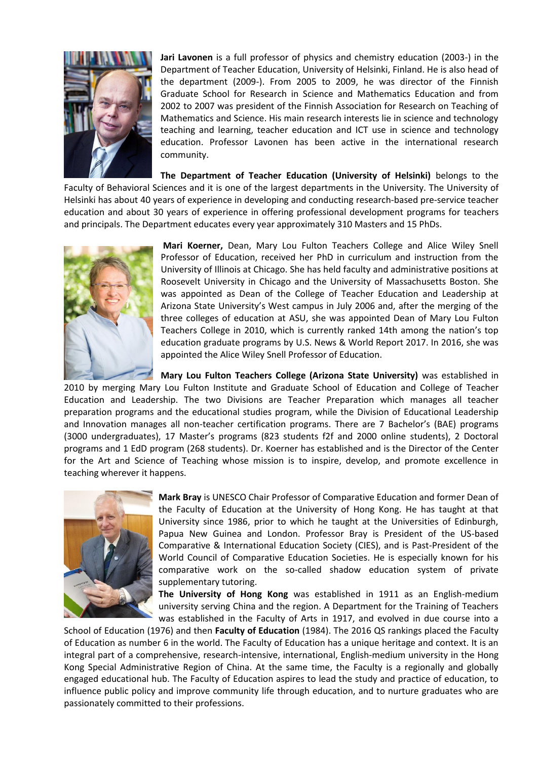**Jari Lavonen** is a full professor of physics and chemistry education (2003-) in the Department of Teacher Education, University of Helsinki, Finland. He is also head of the department (2009-). From 2005 to 2009, he was director of the Finnish Graduate School for Research in Science and Mathematics Education and from 2002 to 2007 was president of the Finnish Association for Research on Teaching of Mathematics and Science. His main research interests lie in science and technology teaching and learning, teacher education and ICT use in science and technology education. Professor Lavonen has been active in the international research community.

**The Department of Teacher Education (University of Helsinki)** belongs to the Faculty of Behavioral Sciences and it is one of the largest departments in the University. The University of Helsinki has about 40 years of experience in developing and conducting research-based pre-service teacher education and about 30 years of experience in offering professional development programs for teachers and principals. The Department educates every year approximately 310 Masters and 15 PhDs.

**Mari Koerner,** Dean, Mary Lou Fulton Teachers College and Alice Wiley Snell Professor of Education, received her PhD in curriculum and instruction from the University of Illinois at Chicago. She has held faculty and administrative positions at Roosevelt University in Chicago and the University of Massachusetts Boston. She was appointed as Dean of the College of Teacher Education and Leadership at Arizona State University's West campus in July 2006 and, after the merging of the three colleges of education at ASU, she was appointed Dean of Mary Lou Fulton Teachers College in 2010, which is currently ranked 14th among the nation's top education graduate programs by U.S. News & World Report 2017. In 2016, she was appointed the Alice Wiley Snell Professor of Education.

**Mary Lou Fulton Teachers College (Arizona State University)** was established in 2010 by merging Mary Lou Fulton Institute and Graduate School of Education and College of Teacher Education and Leadership. The two Divisions are Teacher Preparation which manages all teacher preparation programs and the educational studies program, while the Division of Educational Leadership and Innovation manages all non-teacher certification programs. There are 7 Bachelor's (BAE) programs (3000 undergraduates), 17 Master's programs (823 students f2f and 2000 online students), 2 Doctoral programs and 1 EdD program (268 students). Dr. Koerner has established and is the Director of the Center for the Art and Science of Teaching whose mission is to inspire, develop, and promote excellence in teaching wherever it happens.

**Mark Bray** is UNESCO Chair Professor of Comparative Education and former Dean of the Faculty of Education at the University of Hong Kong. He has taught at that University since 1986, prior to which he taught at the Universities of Edinburgh, Papua New Guinea and London. Professor Bray is President of the US-based Comparative & International Education Society (CIES), and is Past-President of the World Council of Comparative Education Societies. He is especially known for his comparative work on the so-called shadow education system of private supplementary tutoring.

**The University of Hong Kong** was established in 1911 as an English-medium university serving China and the region. A Department for the Training of Teachers was established in the Faculty of Arts in 1917, and evolved in due course into a School of Education (1976) and then **Faculty of Education** (1984). The 2016 QS rankings placed the Faculty of Education as number 6 in the world. The Faculty of Education has a unique heritage and context. It is an integral part of a comprehensive, research-intensive, international, English-medium university in the Hong Kong Special Administrative Region of China. At the same time, the Faculty is a regionally and globally engaged educational hub. The Faculty of Education aspires to lead the study and practice of education, to influence public policy and improve community life through education, and to nurture graduates who are passionately committed to their professions.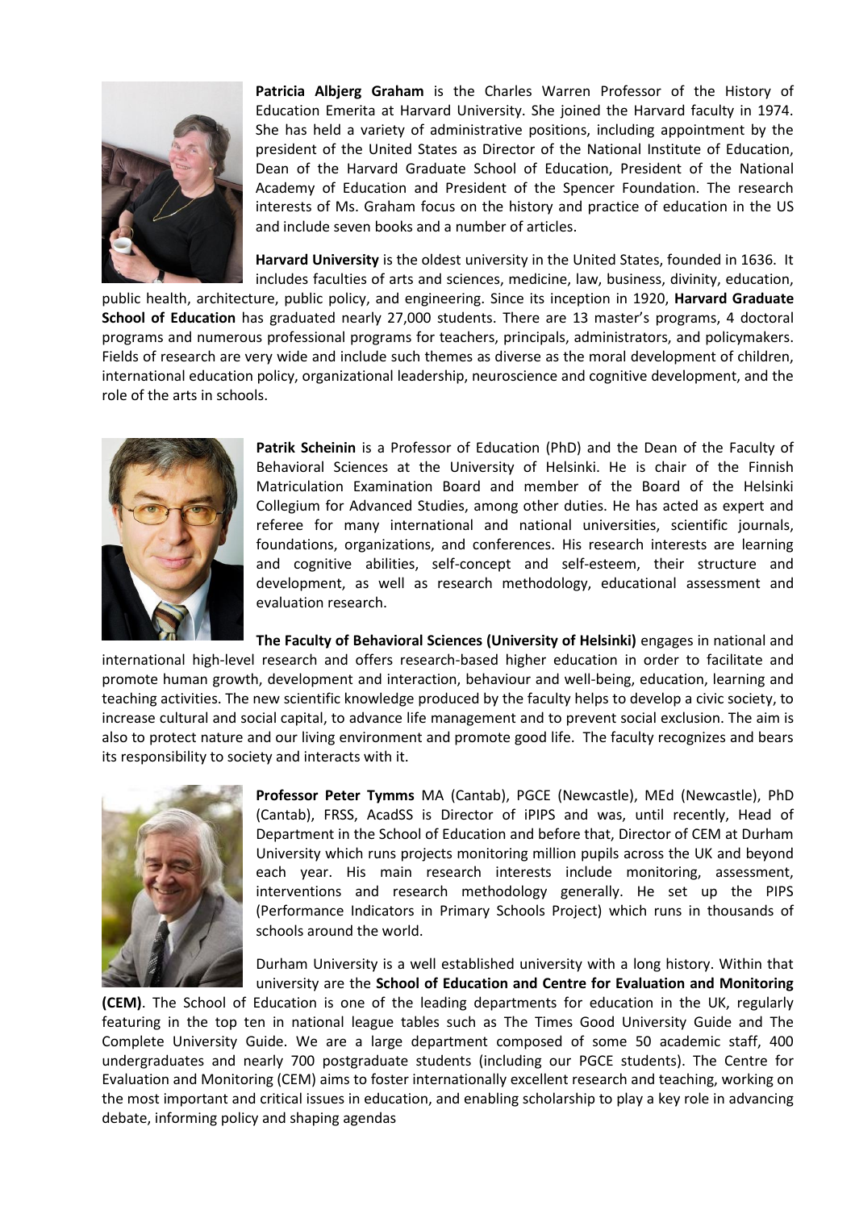**Patricia Albjerg Graham** is the Charles Warren Professor of the History of Education Emerita at Harvard University. She joined the Harvard faculty in 1974. She has held a variety of administrative positions, including appointment by the president of the United States as Director of the National Institute of Education, Dean of the Harvard Graduate School of Education, President of the National Academy of Education and President of the Spencer Foundation. The research interests of Ms. Graham focus on the history and practice of education in the US and include seven books and a number of articles.

**Harvard University** is the oldest university in the United States, founded in 1636. It includes faculties of arts and sciences, medicine, law, business, divinity, education, public health, architecture, public policy, and engineering. Since its inception in 1920, **Harvard Graduate School of Education** has graduated nearly 27,000 students. There are 13 master's programs, 4 doctoral programs and numerous professional programs for teachers, principals, administrators, and policymakers. Fields of research are very wide and include such themes as diverse as the moral development of children, international education policy, organizational leadership, neuroscience and cognitive development, and the role of the arts in schools.

**Patrik Scheinin** is a Professor of Education (PhD) and the Dean of the Faculty of Behavioral Sciences at the University of Helsinki. He is chair of the Finnish Matriculation Examination Board and member of the Board of the Helsinki Collegium for Advanced Studies, among other duties. He has acted as expert and referee for many international and national universities, scientific journals, foundations, organizations, and conferences. His research interests are learning and cognitive abilities, self-concept and self-esteem, their structure and development, as well as research methodology, educational assessment and evaluation research.

**The Faculty of Behavioral Sciences (University of Helsinki)** engages in national and international high-level research and offers research-based higher education in order to facilitate and promote human growth, development and interaction, behaviour and well-being, education, learning and teaching activities. The new scientific knowledge produced by the faculty helps to develop a civic society, to increase cultural and social capital, to advance life management and to prevent social exclusion. The aim is also to protect nature and our living environment and promote good life. The faculty recognizes and bears its responsibility to society and interacts with it.

**Professor Peter Tymms** MA (Cantab), PGCE (Newcastle), MEd (Newcastle), PhD (Cantab), FRSS, AcadSS is Director of iPIPS and was, until recently, Head of Department in the School of Education and before that, Director of CEM at Durham University which runs projects monitoring million pupils across the UK and beyond each year. His main research interests include monitoring, assessment, interventions and research methodology generally. He set up the PIPS (Performance Indicators in Primary Schools Project) which runs in thousands of schools around the world.

Durham University is a well established university with a long history. Within that university are the **School of Education and Centre for Evaluation and Monitoring (CEM)**. The School of Education is one of the leading departments for education in the UK, regularly featuring in the top ten in national league tables such as The Times Good University Guide and The Complete University Guide. We are a large department composed of some 50 academic staff, 400 undergraduates and nearly 700 postgraduate students (including our PGCE students). The Centre for Evaluation and Monitoring (CEM) aims to foster internationally excellent research and teaching, working on the most important and critical issues in education, and enabling scholarship to play a key role in advancing debate, informing policy and shaping agendas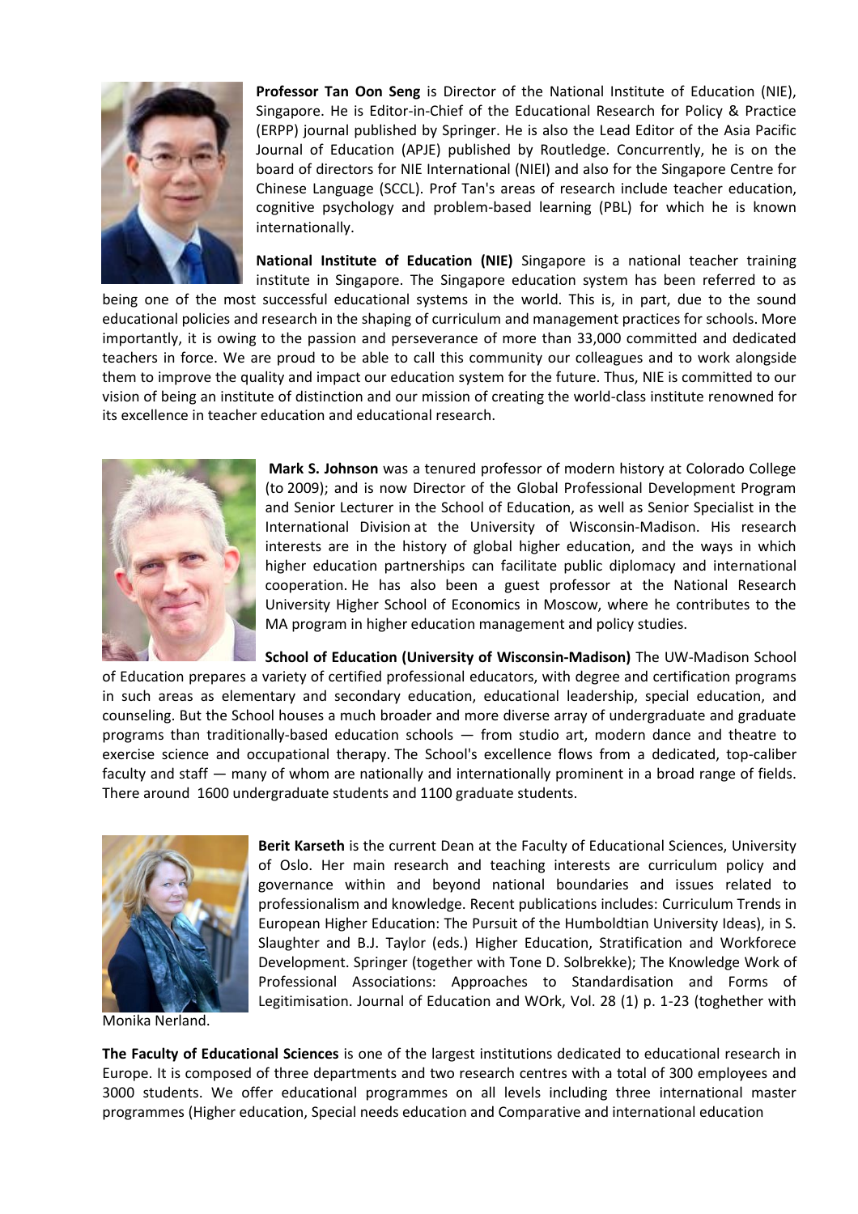**Professor Tan Oon Seng** is Director of the National Institute of Education (NIE), Singapore. He is Editor-in-Chief of the Educational Research for Policy & Practice (ERPP) journal published by Springer. He is also the Lead Editor of the Asia Pacific Journal of Education (APJE) published by Routledge. Concurrently, he is on the board of directors for NIE International (NIEI) and also for the Singapore Centre for Chinese Language (SCCL). Prof Tan's areas of research include teacher education, cognitive psychology and problem-based learning (PBL) for which he is known internationally.

**National Institute of Education (NIE)** Singapore is a national teacher training institute in Singapore. The Singapore education system has been referred to as being one of the most successful educational systems in the world. This is, in part, due to the sound educational policies and research in the shaping of curriculum and management practices for schools. More importantly, it is owing to the passion and perseverance of more than 33,000 committed and dedicated teachers in force. We are proud to be able to call this community our colleagues and to work alongside them to improve the quality and impact our education system for the future. Thus, NIE is committed to our vision of being an institute of distinction and our mission of creating the world-class institute renowned for its excellence in teacher education and educational research.

**Mark S. Johnson** was a tenured professor of modern history at Colorado College (to 2009); and is now Director of the Global Professional Development Program and Senior Lecturer in the School of Education, as well as Senior Specialist in the International Division at the University of Wisconsin-Madison. His research interests are in the history of global higher education, and the ways in which higher education partnerships can facilitate public diplomacy and international cooperation. He has also been a guest professor at the National Research University Higher School of Economics in Moscow, where he contributes to the MA program in higher education management and policy studies.

**School of Education (University of Wisconsin-Madison)** The UW-Madison School of Education prepares a variety of certified professional educators, with degree and certification programs in such areas as elementary and secondary education, educational leadership, special education, and counseling. But the School houses a much broader and more diverse array of undergraduate and graduate programs than traditionally-based education schools — from studio art, modern dance and theatre to exercise science and occupational therapy. The School's excellence flows from a dedicated, top-caliber faculty and staff — many of whom are nationally and internationally prominent in a broad range of fields. There around 1600 undergraduate students and 1100 graduate students.

**Berit Karseth** is the current Dean at the Faculty of Educational Sciences, University of Oslo. Her main research and teaching interests are curriculum policy and governance within and beyond national boundaries and issues related to professionalism and knowledge. Recent publications includes: Curriculum Trends in European Higher Education: The Pursuit of the Humboldtian University Ideas), in S. Slaughter and B.J. Taylor (eds.) Higher Education, Stratification and Workforece Development. Springer (together with Tone D. Solbrekke); The Knowledge Work of Professional Associations: Approaches to Standardisation and Forms of Legitimisation. Journal of Education and WOrk, Vol. 28 (1) p. 1-23 (toghether with Monika Nerland.

**The Faculty of Educational Sciences** is one of the largest institutions dedicated to educational research in Europe. It is composed of three departments and two research centres with a total of 300 employees and 3000 students. We offer educational programmes on all levels including three international master programmes (Higher education, Special needs education and Comparative and international education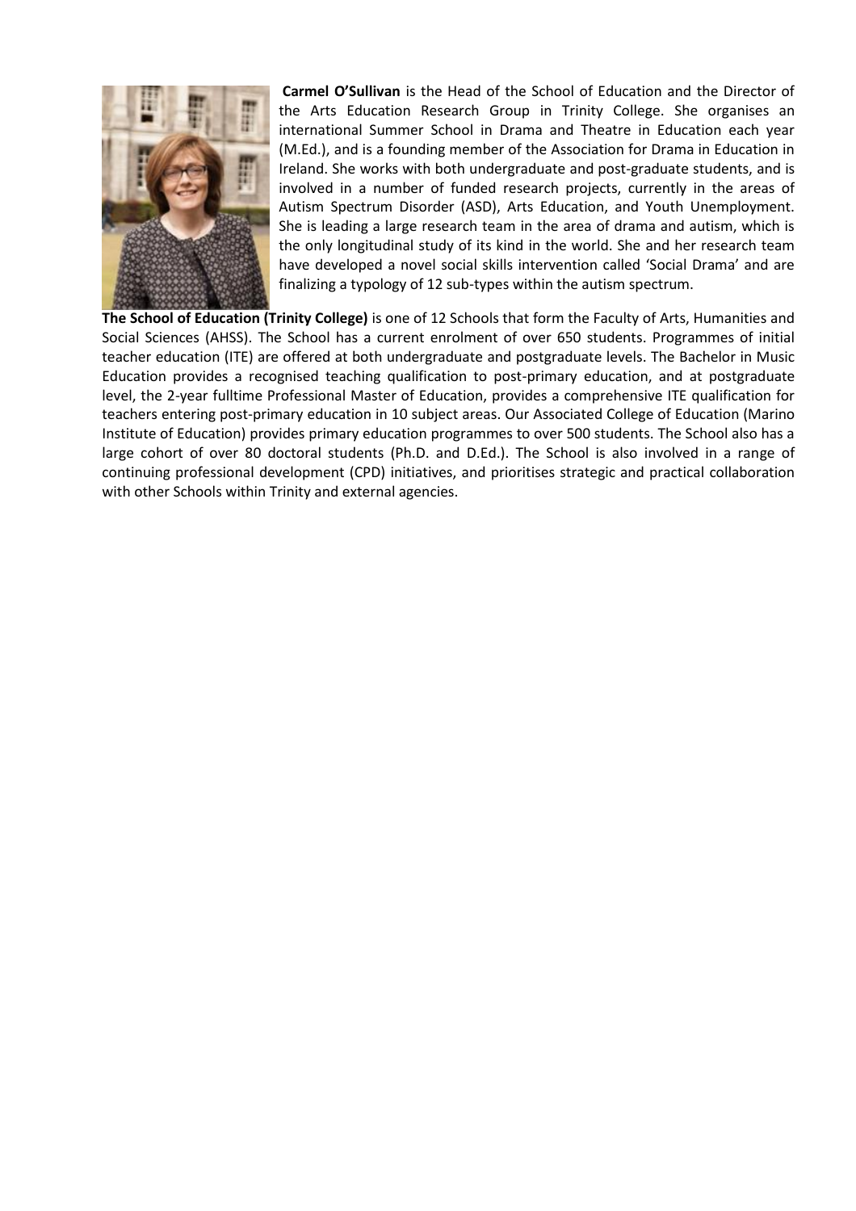**Carmel O'Sullivan** is the Head of the School of Education and the Director of the Arts Education Research Group in Trinity College. She organises an international Summer School in Drama and Theatre in Education each year (M.Ed.), and is a founding member of the Association for Drama in Education in Ireland. She works with both undergraduate and post-graduate students, and is involved in a number of funded research projects, currently in the areas of Autism Spectrum Disorder (ASD), Arts Education, and Youth Unemployment. She is leading a large research team in the area of drama and autism, which is the only longitudinal study of its kind in the world. She and her research team have developed a novel social skills intervention called 'Social Drama' and are finalizing a typology of 12 sub-types within the autism spectrum.

**The School of Education (Trinity College)** is one of 12 Schools that form the Faculty of Arts, Humanities and Social Sciences (AHSS). The School has a current enrolment of over 650 students. Programmes of initial teacher education (ITE) are offered at both undergraduate and postgraduate levels. The Bachelor in Music Education provides a recognised teaching qualification to post-primary education, and at postgraduate level, the 2-year fulltime Professional Master of Education, provides a comprehensive ITE qualification for teachers entering post-primary education in 10 subject areas. Our Associated College of Education (Marino Institute of Education) provides primary education programmes to over 500 students. The School also has a large cohort of over 80 doctoral students (Ph.D. and D.Ed.). The School is also involved in a range of continuing professional development (CPD) initiatives, and prioritises strategic and practical collaboration with other Schools within Trinity and external agencies.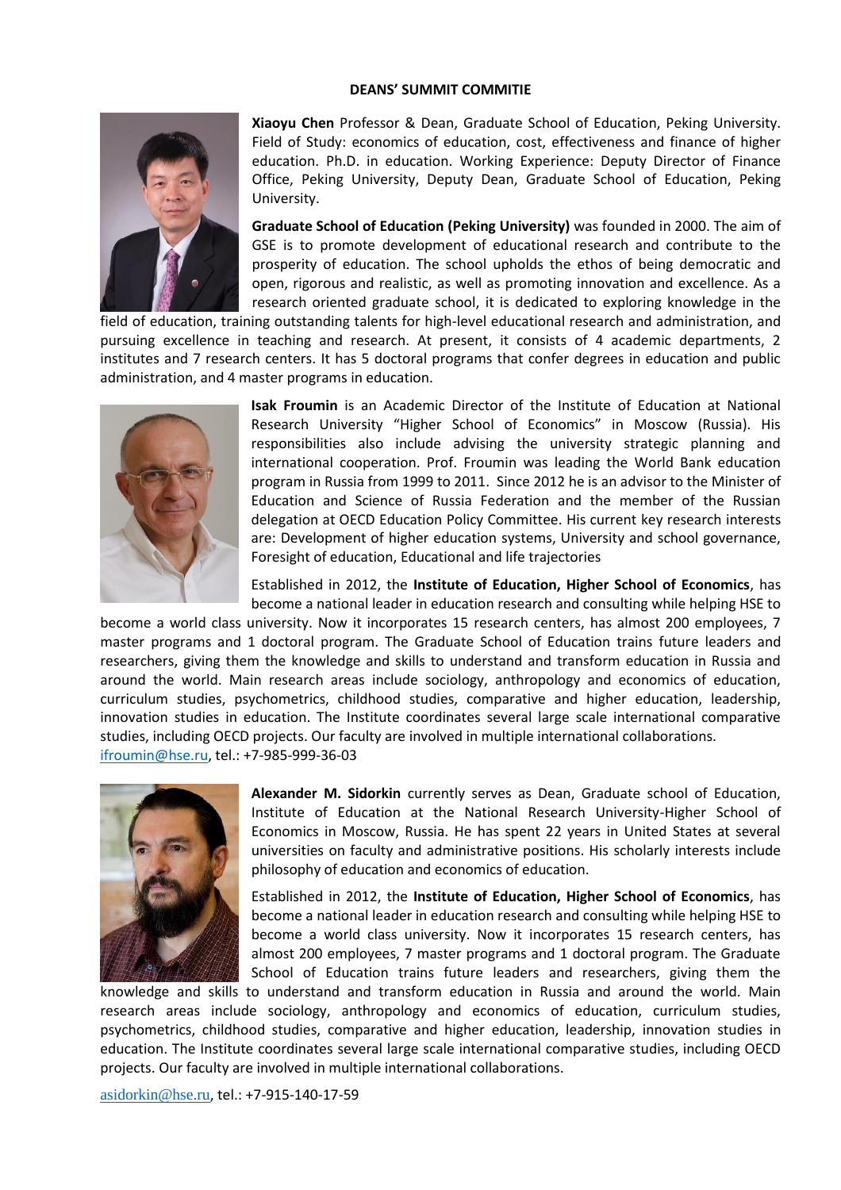**DEANS' SUMMIT COMMITIE**

**Xiaoyu Chen** Professor & Dean, Graduate School of Education, Peking University. Field of Study: economics of education, cost, effectiveness and finance of higher education. Ph.D. in education. Working Experience: Deputy Director of Finance Office, Peking University, Deputy Dean, Graduate School of Education, Peking University.

**Graduate School of Education (Peking University)** was founded in 2000. The aim of GSE is to promote development of educational research and contribute to the prosperity of education. The school upholds the ethos of being democratic and open, rigorous and realistic, as well as promoting innovation and excellence. As a research oriented graduate school, it is dedicated to exploring knowledge in the field of education, training outstanding talents for high-level educational research and administration, and pursuing excellence in teaching and research. At present, it consists of 4 academic departments, 2 institutes and 7 research centers. It has 5 doctoral programs that confer degrees in education and public administration, and 4 master programs in education.

**Isak Froumin** is an Academic Director of the Institute of Education at National Research University "Higher School of Economics" in Moscow (Russia). His responsibilities also include advising the university strategic planning and international cooperation. Prof. Froumin was leading the World Bank education program in Russia from 1999 to 2011. Since 2012 he is an advisor to the Minister of Education and Science of Russia Federation and the member of the Russian delegation at OECD Education Policy Committee. His current key research interests are: Development of higher education systems, University and school governance, Foresight of education, Educational and life trajectories

Established in 2012, the **Institute of Education, Higher School of Economics**, has become a national leader in education research and consulting while helping HSE to become a world class university. Now it incorporates 15 research centers, has almost 200 employees, 7 master programs and 1 doctoral program. The Graduate School of Education trains future leaders and researchers, giving them the knowledge and skills to understand and transform education in Russia and around the world. Main research areas include sociology, anthropology and economics of education, curriculum studies, psychometrics, childhood studies, comparative and higher education, leadership, innovation studies in education. The Institute coordinates several large scale international comparative studies, including OECD projects. Our faculty are involved in multiple international collaborations.
ifroumin@hse.ru, tel.: +7-985-999-36-03

**Alexander M. Sidorkin** currently serves as Dean, Graduate school of Education, Institute of Education at the National Research University-Higher School of Economics in Moscow, Russia. He has spent 22 years in United States at several universities on faculty and administrative positions. His scholarly interests include philosophy of education and economics of education.

Established in 2012, the **Institute of Education, Higher School of Economics**, has become a national leader in education research and consulting while helping HSE to become a world class university. Now it incorporates 15 research centers, has almost 200 employees, 7 master programs and 1 doctoral program. The Graduate School of Education trains future leaders and researchers, giving them the knowledge and skills to understand and transform education in Russia and around the world. Main research areas include sociology, anthropology and economics of education, curriculum studies, psychometrics, childhood studies, comparative and higher education, leadership, innovation studies in education. The Institute coordinates several large scale international comparative studies, including OECD projects. Our faculty are involved in multiple international collaborations.

asidorkin@hse.ru, tel.: +7-915-140-17-59